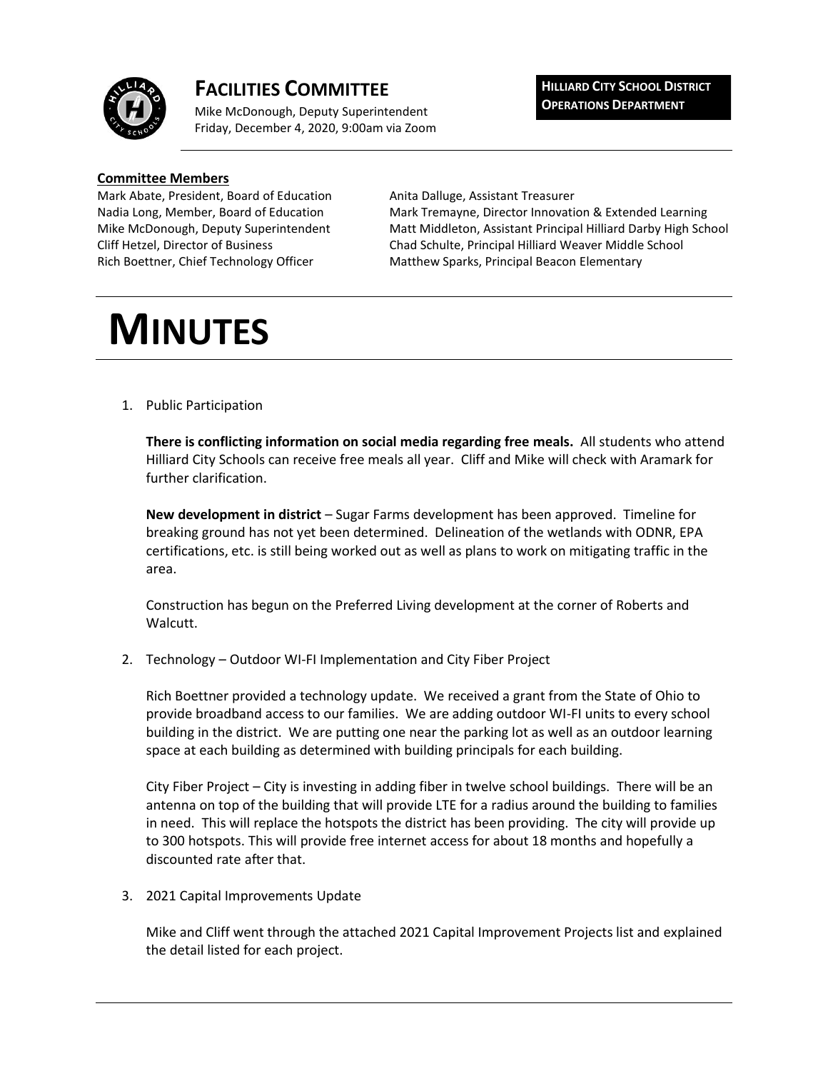# FACILITIES COMMITTEE

Mike McDonough, Deputy Superintendent
Friday, December 4, 2020, 9:00am via Zoom

**HILLIARD CITY SCHOOL DISTRICT OPERATIONS DEPARTMENT**

**Committee Members**

Mark Abate, President, Board of Education
Nadia Long, Member, Board of Education
Mike McDonough, Deputy Superintendent
Cliff Hetzel, Director of Business
Rich Boettner, Chief Technology Officer
Anita Dalluge, Assistant Treasurer
Mark Tremayne, Director Innovation & Extended Learning
Matt Middleton, Assistant Principal Hilliard Darby High School
Chad Schulte, Principal Hilliard Weaver Middle School
Matthew Sparks, Principal Beacon Elementary

# MINUTES

1. Public Participation

   **There is conflicting information on social media regarding free meals.** All students who attend Hilliard City Schools can receive free meals all year. Cliff and Mike will check with Aramark for further clarification.

   **New development in district** – Sugar Farms development has been approved. Timeline for breaking ground has not yet been determined. Delineation of the wetlands with ODNR, EPA certifications, etc. is still being worked out as well as plans to work on mitigating traffic in the area.

   Construction has begun on the Preferred Living development at the corner of Roberts and Walcutt.

2. Technology – Outdoor WI-FI Implementation and City Fiber Project

   Rich Boettner provided a technology update. We received a grant from the State of Ohio to provide broadband access to our families. We are adding outdoor WI-FI units to every school building in the district. We are putting one near the parking lot as well as an outdoor learning space at each building as determined with building principals for each building.

   City Fiber Project – City is investing in adding fiber in twelve school buildings. There will be an antenna on top of the building that will provide LTE for a radius around the building to families in need. This will replace the hotspots the district has been providing. The city will provide up to 300 hotspots. This will provide free internet access for about 18 months and hopefully a discounted rate after that.

3. 2021 Capital Improvements Update

   Mike and Cliff went through the attached 2021 Capital Improvement Projects list and explained the detail listed for each project.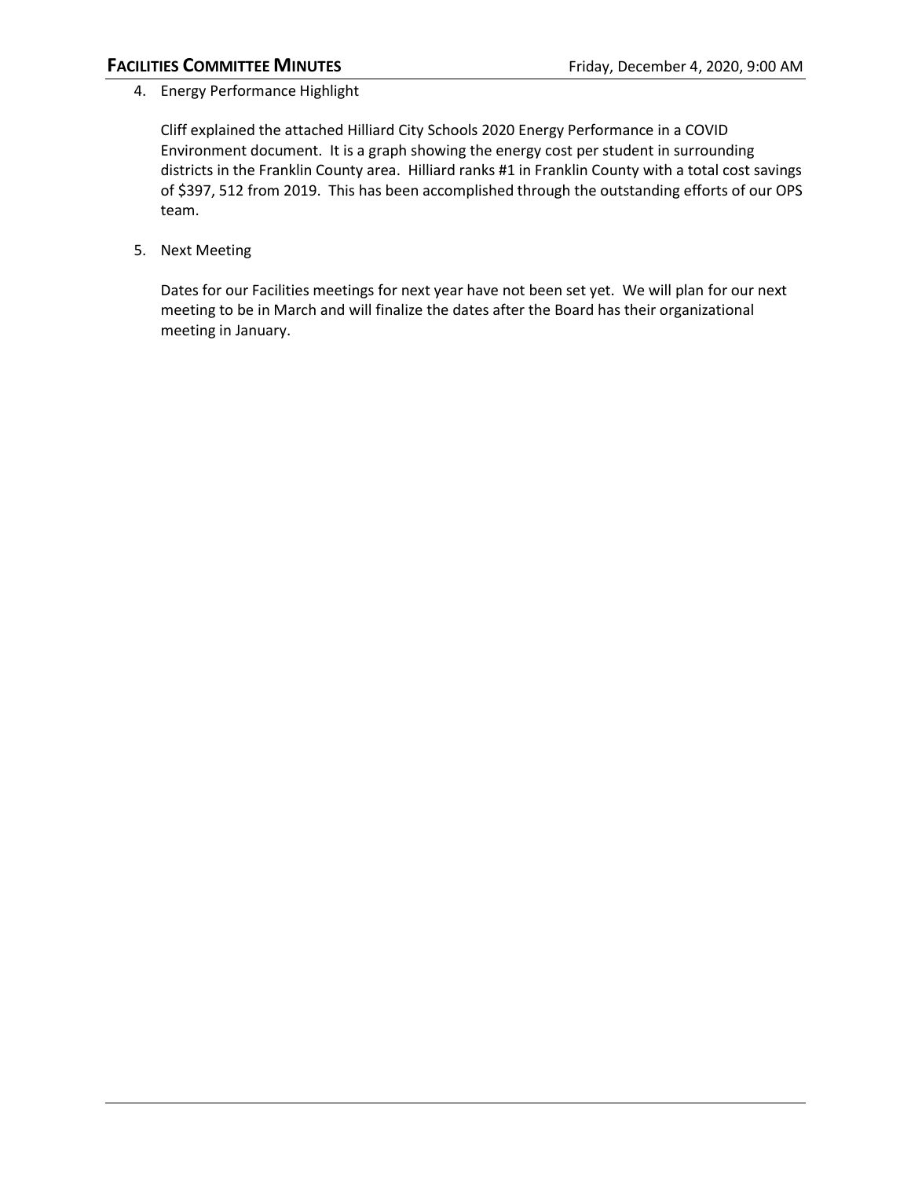4. Energy Performance Highlight

   Cliff explained the attached Hilliard City Schools 2020 Energy Performance in a COVID Environment document. It is a graph showing the energy cost per student in surrounding districts in the Franklin County area. Hilliard ranks #1 in Franklin County with a total cost savings of $397, 512 from 2019. This has been accomplished through the outstanding efforts of our OPS team.

5. Next Meeting

   Dates for our Facilities meetings for next year have not been set yet. We will plan for our next meeting to be in March and will finalize the dates after the Board has their organizational meeting in January.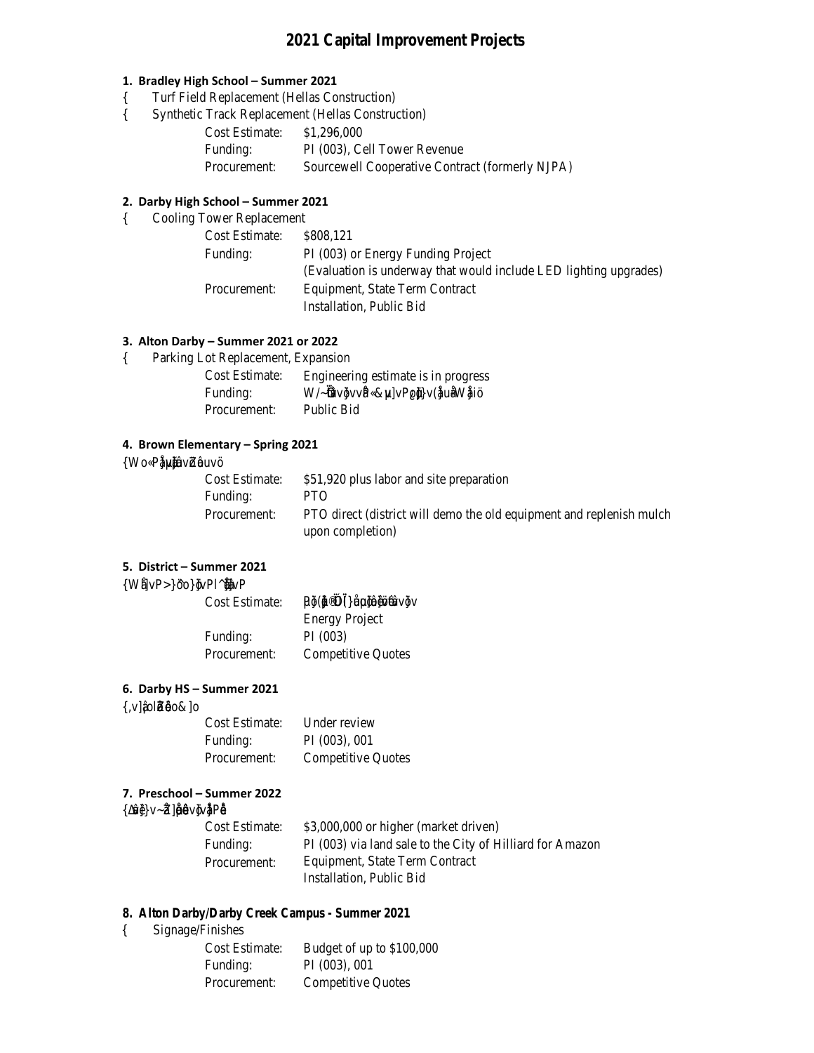# 2021 Capital Improvement Projects

**1. Bradley High School – Summer 2021**

{ Turf Field Replacement (Hellas Construction)

{ Synthetic Track Replacement (Hellas Construction)

| | |
|---|---|
| Cost Estimate: | $1,296,000 |
| Funding: | PI (003), Cell Tower Revenue |
| Procurement: | Sourcewell Cooperative Contract (formerly NJPA) |

**2. Darby High School – Summer 2021**

{ Cooling Tower Replacement

| | |
|---|---|
| Cost Estimate: | $808,121 |
| Funding: | PI (003) or Energy Funding Project<br>(Evaluation is underway that would include LED lighting upgrades) |
| Procurement: | Equipment, State Term Contract<br>Installation, Public Bid |

**3. Alton Darby – Summer 2021 or 2022**

{ Parking Lot Replacement, Expansion

| | |
|---|---|
| Cost Estimate: | Engineering estimate is in progress |
| Funding: | W/~Ìvǀvv΀&µ]vPoj]v(ǻuaŴWǰiö |
| Procurement: | Public Bid |

**4. Brown Elementary – Spring 2021**

{Wo«Pǻµjĵv∠Z ǻuvö

| | |
|---|---|
| Cost Estimate: | $51,920 plus labor and site preparation |
| Funding: | PTO |
| Procurement: | PTO direct (district will demo the old equipment and replenish mulch upon completion) |

**5. District – Summer 2021**

{WĤ]vP>}ǒo}ǰvPI^ĵǰvP

| | |
|---|---|
| Cost Estimate: | ŀǰ(ǻ®ÕĴ}ǻuǰĵǒǰǻv<br>Energy Project |
| Funding: | PI (003) |
| Procurement: | Competitive Quotes |

**6. Darby HS – Summer 2021**

{,v]ǻolǻZǻo&]o

| | |
|---|---|
| Cost Estimate: | Under review |
| Funding: | PI (003), 001 |
| Procurement: | Competitive Quotes |

**7. Preschool – Summer 2022**

{∆ǻǰ}v~Ž]ǻǻvǰǻPǻ

| | |
|---|---|
| Cost Estimate: | $3,000,000 or higher (market driven) |
| Funding: | PI (003) via land sale to the City of Hilliard for Amazon |
| Procurement: | Equipment, State Term Contract<br>Installation, Public Bid |

**8. Alton Darby/Darby Creek Campus - Summer 2021**

{ Signage/Finishes

| | |
|---|---|
| Cost Estimate: | Budget of up to $100,000 |
| Funding: | PI (003), 001 |
| Procurement: | Competitive Quotes |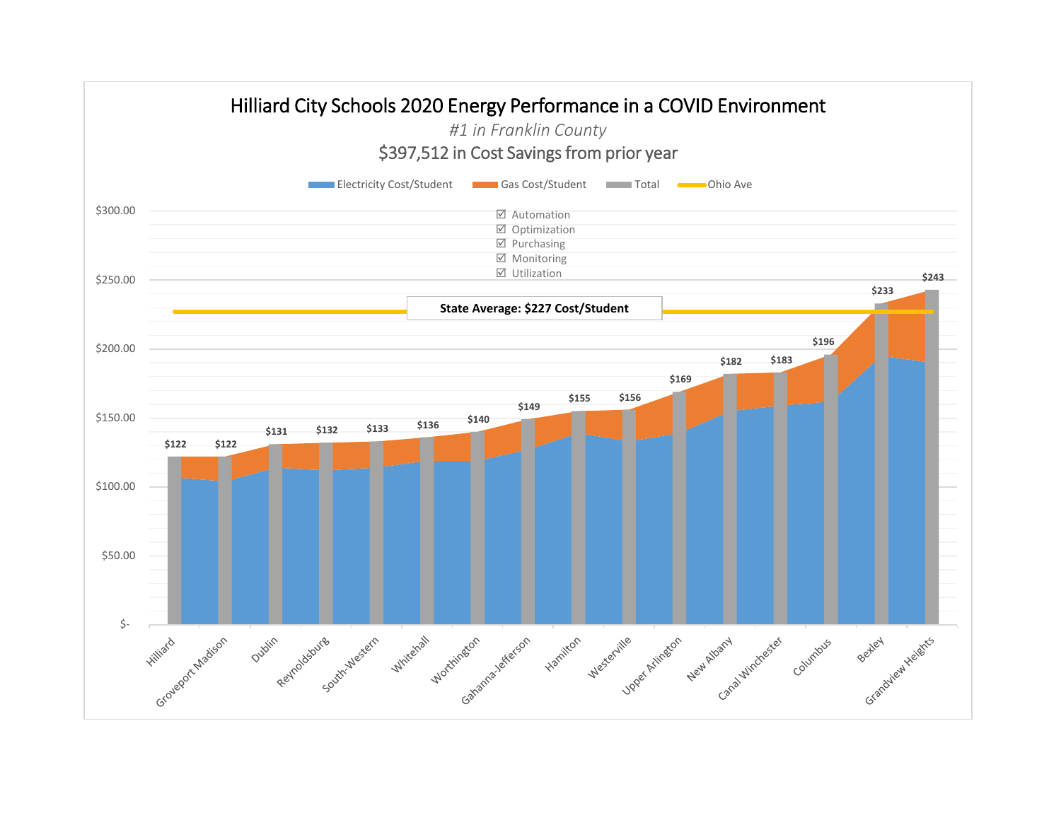# Hilliard City Schools 2020 Energy Performance in a COVID Environment

*#1 in Franklin County*

$397,512 in Cost Savings from prior year

Electricity Cost/Student
Gas Cost/Student
Total
Ohio Ave

☑ Automation
☑ Optimization
☑ Purchasing
☑ Monitoring
☑ Utilization

**State Average: $227 Cost/Student**

$300.00
$250.00
$200.00
$150.00
$100.00
$50.00
$-

Hilliard $122
Groveport Madison $122
Dublin $131
Reynoldsburg $132
South-Western $133
Whitehall $136
Worthington $140
Gahanna-Jefferson $149
Hamilton $155
Westerville $156
Upper Arlington $169
New Albany $182
Canal Winchester $183
Columbus $196
Bexley $233
Grandview Heights $243